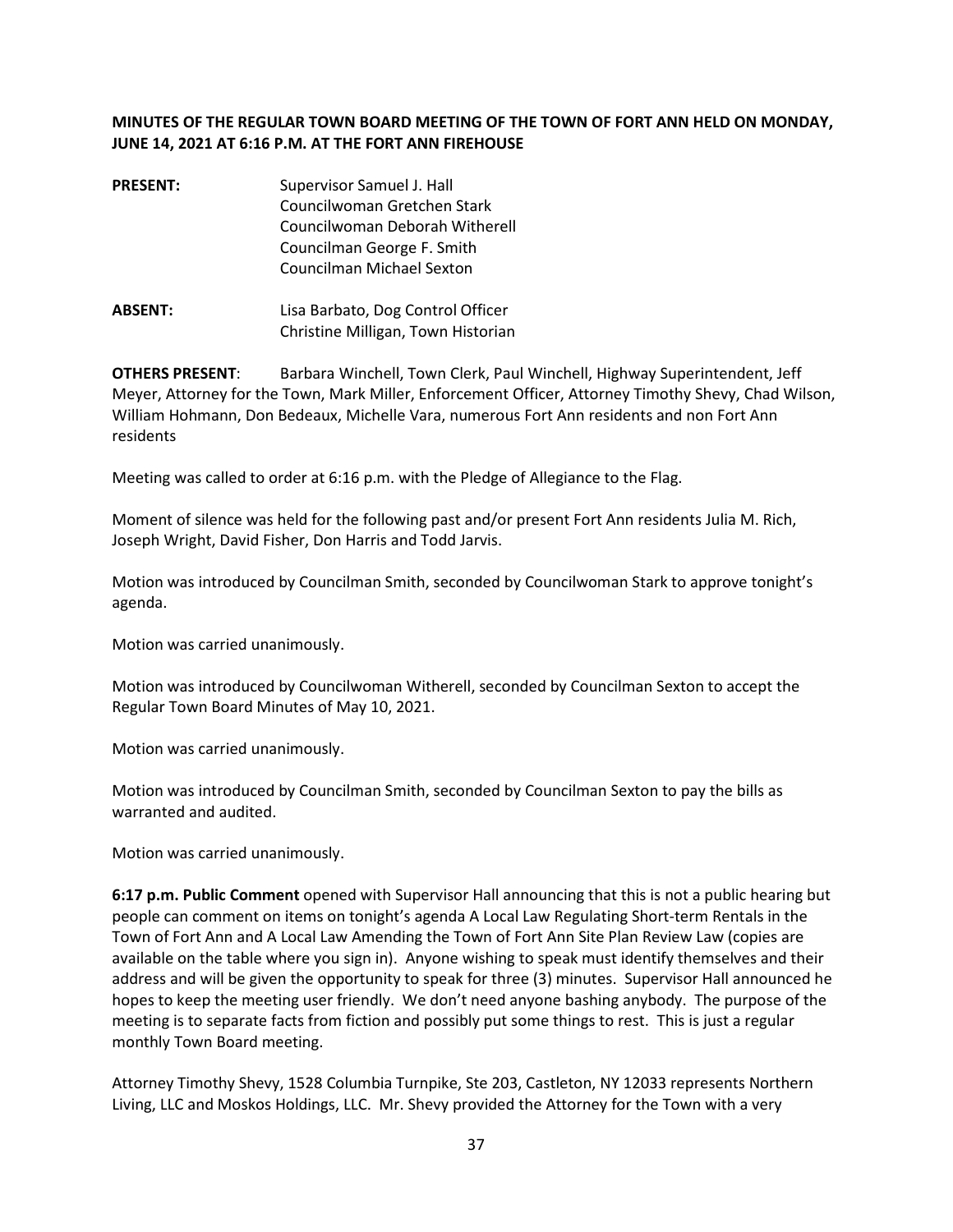**MINUTES OF THE REGULAR TOWN BOARD MEETING OF THE TOWN OF FORT ANN HELD ON MONDAY, JUNE 14, 2021 AT 6:16 P.M. AT THE FORT ANN FIREHOUSE**

**PRESENT:** Supervisor Samuel J. Hall
Councilwoman Gretchen Stark
Councilwoman Deborah Witherell
Councilman George F. Smith
Councilman Michael Sexton

**ABSENT:** Lisa Barbato, Dog Control Officer
Christine Milligan, Town Historian

**OTHERS PRESENT**: Barbara Winchell, Town Clerk, Paul Winchell, Highway Superintendent, Jeff Meyer, Attorney for the Town, Mark Miller, Enforcement Officer, Attorney Timothy Shevy, Chad Wilson, William Hohmann, Don Bedeaux, Michelle Vara, numerous Fort Ann residents and non Fort Ann residents

Meeting was called to order at 6:16 p.m. with the Pledge of Allegiance to the Flag.

Moment of silence was held for the following past and/or present Fort Ann residents Julia M. Rich, Joseph Wright, David Fisher, Don Harris and Todd Jarvis.

Motion was introduced by Councilman Smith, seconded by Councilwoman Stark to approve tonight's agenda.

Motion was carried unanimously.

Motion was introduced by Councilwoman Witherell, seconded by Councilman Sexton to accept the Regular Town Board Minutes of May 10, 2021.

Motion was carried unanimously.

Motion was introduced by Councilman Smith, seconded by Councilman Sexton to pay the bills as warranted and audited.

Motion was carried unanimously.

**6:17 p.m. Public Comment** opened with Supervisor Hall announcing that this is not a public hearing but people can comment on items on tonight's agenda A Local Law Regulating Short-term Rentals in the Town of Fort Ann and A Local Law Amending the Town of Fort Ann Site Plan Review Law (copies are available on the table where you sign in). Anyone wishing to speak must identify themselves and their address and will be given the opportunity to speak for three (3) minutes. Supervisor Hall announced he hopes to keep the meeting user friendly. We don't need anyone bashing anybody. The purpose of the meeting is to separate facts from fiction and possibly put some things to rest. This is just a regular monthly Town Board meeting.

Attorney Timothy Shevy, 1528 Columbia Turnpike, Ste 203, Castleton, NY 12033 represents Northern Living, LLC and Moskos Holdings, LLC. Mr. Shevy provided the Attorney for the Town with a very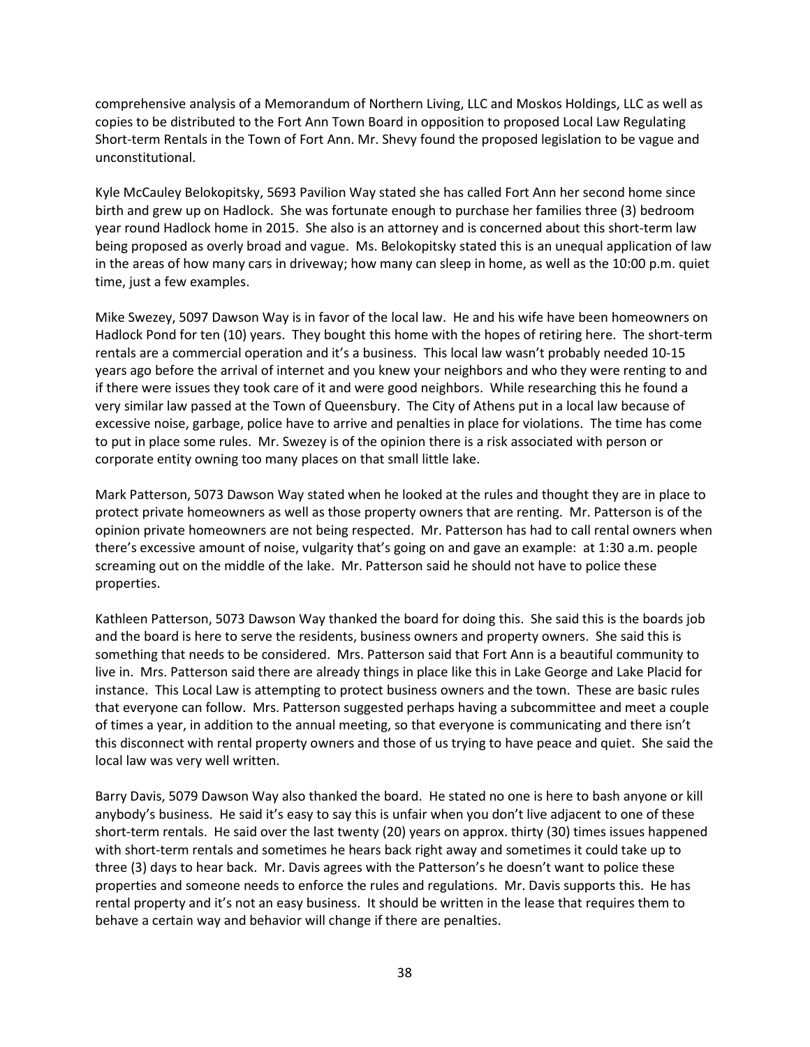comprehensive analysis of a Memorandum of Northern Living, LLC and Moskos Holdings, LLC as well as copies to be distributed to the Fort Ann Town Board in opposition to proposed Local Law Regulating Short-term Rentals in the Town of Fort Ann. Mr. Shevy found the proposed legislation to be vague and unconstitutional.

Kyle McCauley Belokopitsky, 5693 Pavilion Way stated she has called Fort Ann her second home since birth and grew up on Hadlock. She was fortunate enough to purchase her families three (3) bedroom year round Hadlock home in 2015. She also is an attorney and is concerned about this short-term law being proposed as overly broad and vague. Ms. Belokopitsky stated this is an unequal application of law in the areas of how many cars in driveway; how many can sleep in home, as well as the 10:00 p.m. quiet time, just a few examples.

Mike Swezey, 5097 Dawson Way is in favor of the local law. He and his wife have been homeowners on Hadlock Pond for ten (10) years. They bought this home with the hopes of retiring here. The short-term rentals are a commercial operation and it's a business. This local law wasn't probably needed 10-15 years ago before the arrival of internet and you knew your neighbors and who they were renting to and if there were issues they took care of it and were good neighbors. While researching this he found a very similar law passed at the Town of Queensbury. The City of Athens put in a local law because of excessive noise, garbage, police have to arrive and penalties in place for violations. The time has come to put in place some rules. Mr. Swezey is of the opinion there is a risk associated with person or corporate entity owning too many places on that small little lake.

Mark Patterson, 5073 Dawson Way stated when he looked at the rules and thought they are in place to protect private homeowners as well as those property owners that are renting. Mr. Patterson is of the opinion private homeowners are not being respected. Mr. Patterson has had to call rental owners when there's excessive amount of noise, vulgarity that's going on and gave an example: at 1:30 a.m. people screaming out on the middle of the lake. Mr. Patterson said he should not have to police these properties.

Kathleen Patterson, 5073 Dawson Way thanked the board for doing this. She said this is the boards job and the board is here to serve the residents, business owners and property owners. She said this is something that needs to be considered. Mrs. Patterson said that Fort Ann is a beautiful community to live in. Mrs. Patterson said there are already things in place like this in Lake George and Lake Placid for instance. This Local Law is attempting to protect business owners and the town. These are basic rules that everyone can follow. Mrs. Patterson suggested perhaps having a subcommittee and meet a couple of times a year, in addition to the annual meeting, so that everyone is communicating and there isn't this disconnect with rental property owners and those of us trying to have peace and quiet. She said the local law was very well written.

Barry Davis, 5079 Dawson Way also thanked the board. He stated no one is here to bash anyone or kill anybody's business. He said it's easy to say this is unfair when you don't live adjacent to one of these short-term rentals. He said over the last twenty (20) years on approx. thirty (30) times issues happened with short-term rentals and sometimes he hears back right away and sometimes it could take up to three (3) days to hear back. Mr. Davis agrees with the Patterson's he doesn't want to police these properties and someone needs to enforce the rules and regulations. Mr. Davis supports this. He has rental property and it's not an easy business. It should be written in the lease that requires them to behave a certain way and behavior will change if there are penalties.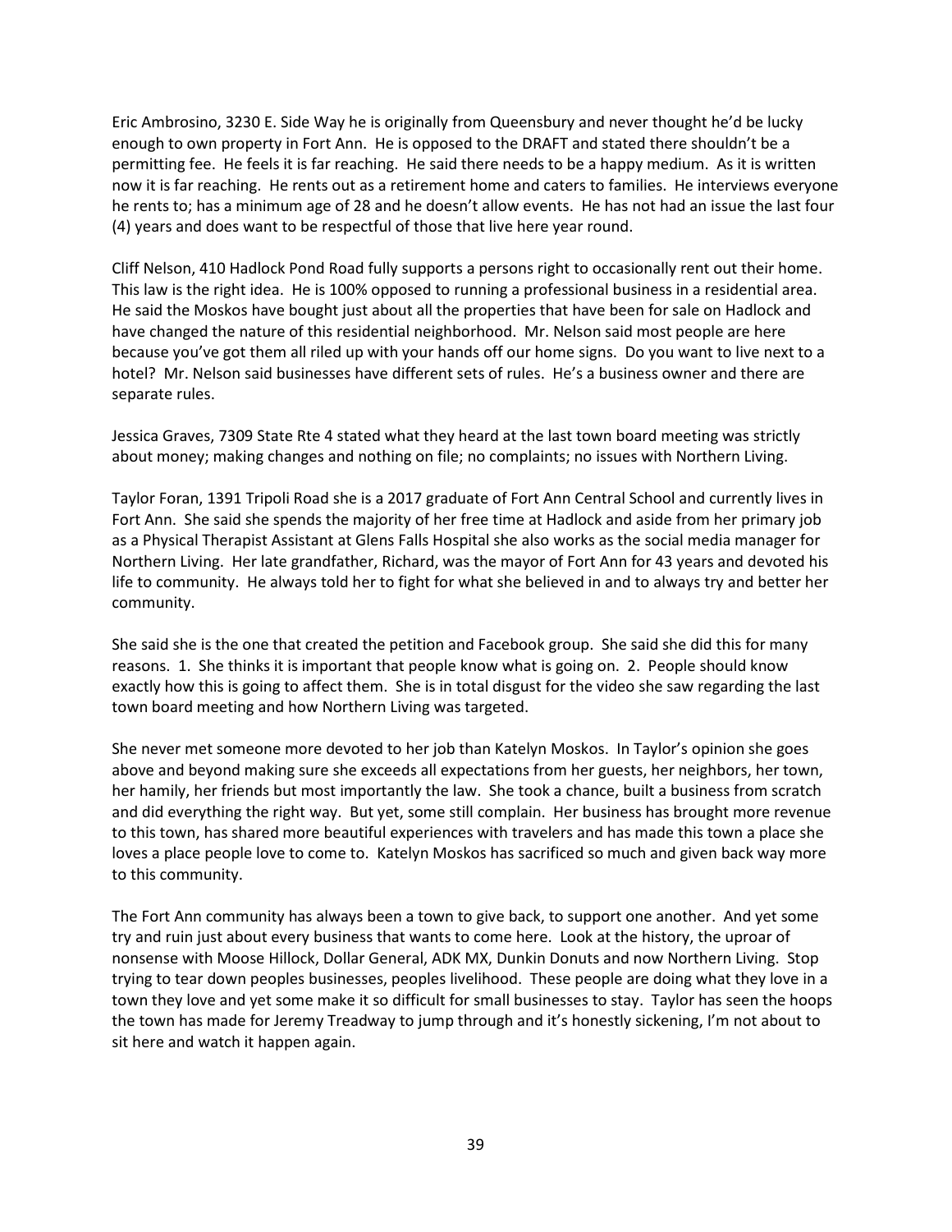Eric Ambrosino, 3230 E. Side Way he is originally from Queensbury and never thought he'd be lucky enough to own property in Fort Ann. He is opposed to the DRAFT and stated there shouldn't be a permitting fee. He feels it is far reaching. He said there needs to be a happy medium. As it is written now it is far reaching. He rents out as a retirement home and caters to families. He interviews everyone he rents to; has a minimum age of 28 and he doesn't allow events. He has not had an issue the last four (4) years and does want to be respectful of those that live here year round.

Cliff Nelson, 410 Hadlock Pond Road fully supports a persons right to occasionally rent out their home. This law is the right idea. He is 100% opposed to running a professional business in a residential area. He said the Moskos have bought just about all the properties that have been for sale on Hadlock and have changed the nature of this residential neighborhood. Mr. Nelson said most people are here because you've got them all riled up with your hands off our home signs. Do you want to live next to a hotel? Mr. Nelson said businesses have different sets of rules. He's a business owner and there are separate rules.

Jessica Graves, 7309 State Rte 4 stated what they heard at the last town board meeting was strictly about money; making changes and nothing on file; no complaints; no issues with Northern Living.

Taylor Foran, 1391 Tripoli Road she is a 2017 graduate of Fort Ann Central School and currently lives in Fort Ann. She said she spends the majority of her free time at Hadlock and aside from her primary job as a Physical Therapist Assistant at Glens Falls Hospital she also works as the social media manager for Northern Living. Her late grandfather, Richard, was the mayor of Fort Ann for 43 years and devoted his life to community. He always told her to fight for what she believed in and to always try and better her community.

She said she is the one that created the petition and Facebook group. She said she did this for many reasons. 1. She thinks it is important that people know what is going on. 2. People should know exactly how this is going to affect them. She is in total disgust for the video she saw regarding the last town board meeting and how Northern Living was targeted.

She never met someone more devoted to her job than Katelyn Moskos. In Taylor's opinion she goes above and beyond making sure she exceeds all expectations from her guests, her neighbors, her town, her hamily, her friends but most importantly the law. She took a chance, built a business from scratch and did everything the right way. But yet, some still complain. Her business has brought more revenue to this town, has shared more beautiful experiences with travelers and has made this town a place she loves a place people love to come to. Katelyn Moskos has sacrificed so much and given back way more to this community.

The Fort Ann community has always been a town to give back, to support one another. And yet some try and ruin just about every business that wants to come here. Look at the history, the uproar of nonsense with Moose Hillock, Dollar General, ADK MX, Dunkin Donuts and now Northern Living. Stop trying to tear down peoples businesses, peoples livelihood. These people are doing what they love in a town they love and yet some make it so difficult for small businesses to stay. Taylor has seen the hoops the town has made for Jeremy Treadway to jump through and it's honestly sickening, I'm not about to sit here and watch it happen again.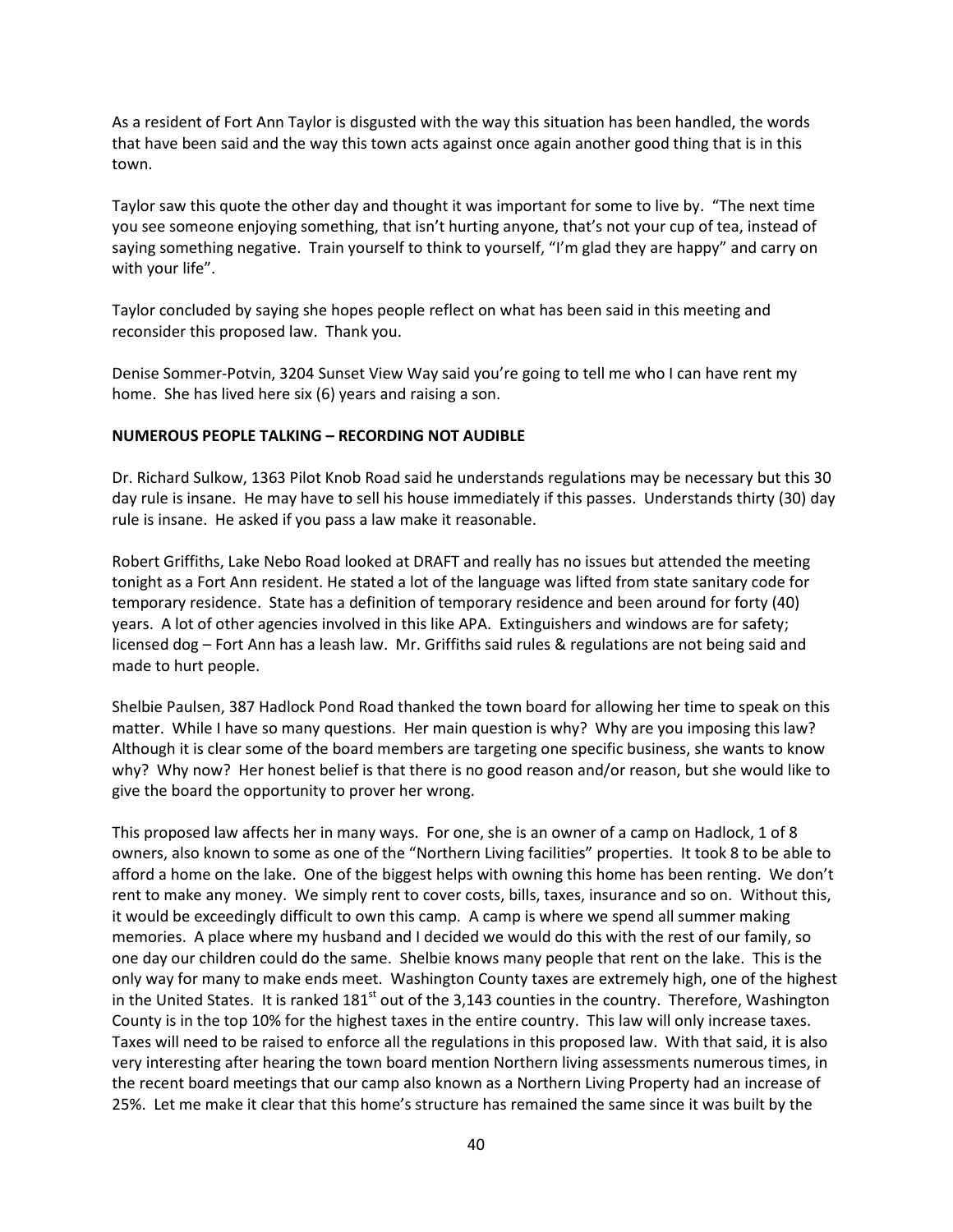As a resident of Fort Ann Taylor is disgusted with the way this situation has been handled, the words that have been said and the way this town acts against once again another good thing that is in this town.

Taylor saw this quote the other day and thought it was important for some to live by. "The next time you see someone enjoying something, that isn't hurting anyone, that's not your cup of tea, instead of saying something negative. Train yourself to think to yourself, "I'm glad they are happy" and carry on with your life".

Taylor concluded by saying she hopes people reflect on what has been said in this meeting and reconsider this proposed law. Thank you.

Denise Sommer-Potvin, 3204 Sunset View Way said you're going to tell me who I can have rent my home. She has lived here six (6) years and raising a son.

**NUMEROUS PEOPLE TALKING – RECORDING NOT AUDIBLE**

Dr. Richard Sulkow, 1363 Pilot Knob Road said he understands regulations may be necessary but this 30 day rule is insane. He may have to sell his house immediately if this passes. Understands thirty (30) day rule is insane. He asked if you pass a law make it reasonable.

Robert Griffiths, Lake Nebo Road looked at DRAFT and really has no issues but attended the meeting tonight as a Fort Ann resident. He stated a lot of the language was lifted from state sanitary code for temporary residence. State has a definition of temporary residence and been around for forty (40) years. A lot of other agencies involved in this like APA. Extinguishers and windows are for safety; licensed dog – Fort Ann has a leash law. Mr. Griffiths said rules & regulations are not being said and made to hurt people.

Shelbie Paulsen, 387 Hadlock Pond Road thanked the town board for allowing her time to speak on this matter. While I have so many questions. Her main question is why? Why are you imposing this law? Although it is clear some of the board members are targeting one specific business, she wants to know why? Why now? Her honest belief is that there is no good reason and/or reason, but she would like to give the board the opportunity to prover her wrong.

This proposed law affects her in many ways. For one, she is an owner of a camp on Hadlock, 1 of 8 owners, also known to some as one of the "Northern Living facilities" properties. It took 8 to be able to afford a home on the lake. One of the biggest helps with owning this home has been renting. We don't rent to make any money. We simply rent to cover costs, bills, taxes, insurance and so on. Without this, it would be exceedingly difficult to own this camp. A camp is where we spend all summer making memories. A place where my husband and I decided we would do this with the rest of our family, so one day our children could do the same. Shelbie knows many people that rent on the lake. This is the only way for many to make ends meet. Washington County taxes are extremely high, one of the highest in the United States. It is ranked 181st out of the 3,143 counties in the country. Therefore, Washington County is in the top 10% for the highest taxes in the entire country. This law will only increase taxes. Taxes will need to be raised to enforce all the regulations in this proposed law. With that said, it is also very interesting after hearing the town board mention Northern living assessments numerous times, in the recent board meetings that our camp also known as a Northern Living Property had an increase of 25%. Let me make it clear that this home's structure has remained the same since it was built by the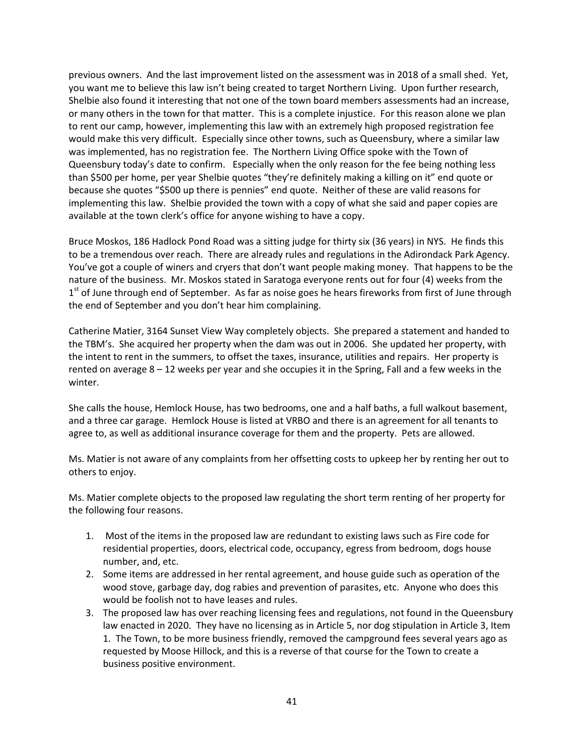previous owners. And the last improvement listed on the assessment was in 2018 of a small shed. Yet, you want me to believe this law isn't being created to target Northern Living. Upon further research, Shelbie also found it interesting that not one of the town board members assessments had an increase, or many others in the town for that matter. This is a complete injustice. For this reason alone we plan to rent our camp, however, implementing this law with an extremely high proposed registration fee would make this very difficult. Especially since other towns, such as Queensbury, where a similar law was implemented, has no registration fee. The Northern Living Office spoke with the Town of Queensbury today's date to confirm. Especially when the only reason for the fee being nothing less than $500 per home, per year Shelbie quotes "they're definitely making a killing on it" end quote or because she quotes "$500 up there is pennies" end quote. Neither of these are valid reasons for implementing this law. Shelbie provided the town with a copy of what she said and paper copies are available at the town clerk's office for anyone wishing to have a copy.

Bruce Moskos, 186 Hadlock Pond Road was a sitting judge for thirty six (36 years) in NYS. He finds this to be a tremendous over reach. There are already rules and regulations in the Adirondack Park Agency. You've got a couple of winers and cryers that don't want people making money. That happens to be the nature of the business. Mr. Moskos stated in Saratoga everyone rents out for four (4) weeks from the 1st of June through end of September. As far as noise goes he hears fireworks from first of June through the end of September and you don't hear him complaining.

Catherine Matier, 3164 Sunset View Way completely objects. She prepared a statement and handed to the TBM's. She acquired her property when the dam was out in 2006. She updated her property, with the intent to rent in the summers, to offset the taxes, insurance, utilities and repairs. Her property is rented on average 8 – 12 weeks per year and she occupies it in the Spring, Fall and a few weeks in the winter.

She calls the house, Hemlock House, has two bedrooms, one and a half baths, a full walkout basement, and a three car garage. Hemlock House is listed at VRBO and there is an agreement for all tenants to agree to, as well as additional insurance coverage for them and the property. Pets are allowed.

Ms. Matier is not aware of any complaints from her offsetting costs to upkeep her by renting her out to others to enjoy.

Ms. Matier complete objects to the proposed law regulating the short term renting of her property for the following four reasons.

1. Most of the items in the proposed law are redundant to existing laws such as Fire code for residential properties, doors, electrical code, occupancy, egress from bedroom, dogs house number, and, etc.
2. Some items are addressed in her rental agreement, and house guide such as operation of the wood stove, garbage day, dog rabies and prevention of parasites, etc. Anyone who does this would be foolish not to have leases and rules.
3. The proposed law has over reaching licensing fees and regulations, not found in the Queensbury law enacted in 2020. They have no licensing as in Article 5, nor dog stipulation in Article 3, Item 1. The Town, to be more business friendly, removed the campground fees several years ago as requested by Moose Hillock, and this is a reverse of that course for the Town to create a business positive environment.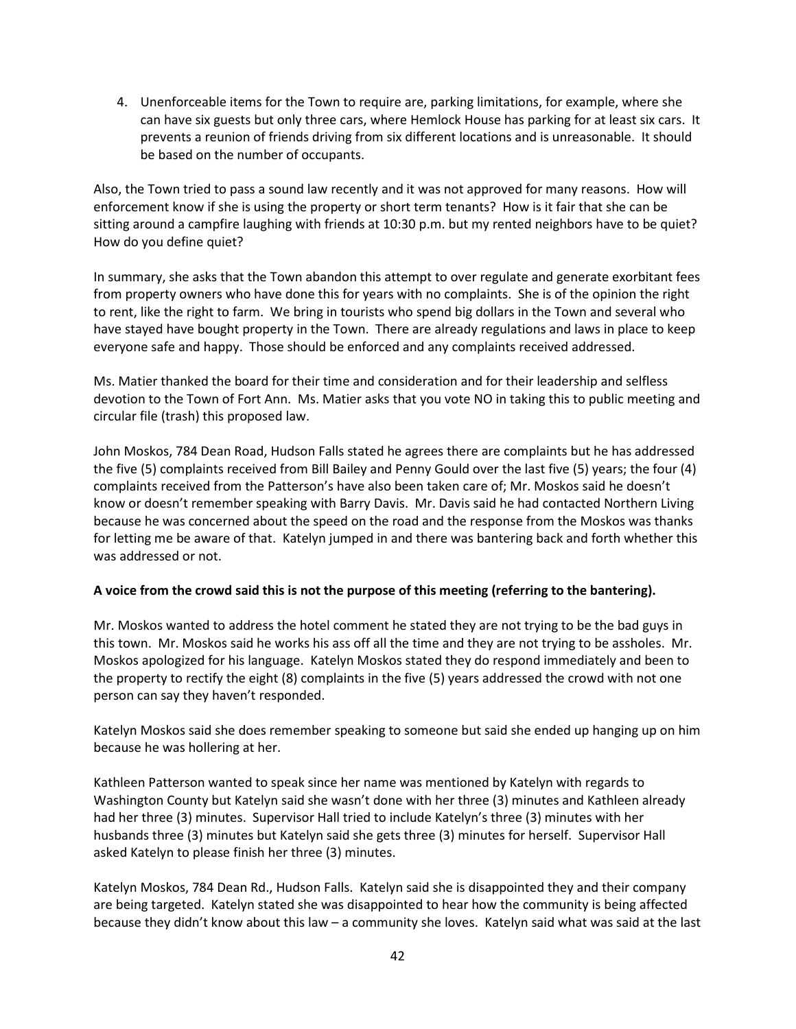4. Unenforceable items for the Town to require are, parking limitations, for example, where she can have six guests but only three cars, where Hemlock House has parking for at least six cars. It prevents a reunion of friends driving from six different locations and is unreasonable. It should be based on the number of occupants.

Also, the Town tried to pass a sound law recently and it was not approved for many reasons. How will enforcement know if she is using the property or short term tenants? How is it fair that she can be sitting around a campfire laughing with friends at 10:30 p.m. but my rented neighbors have to be quiet? How do you define quiet?

In summary, she asks that the Town abandon this attempt to over regulate and generate exorbitant fees from property owners who have done this for years with no complaints. She is of the opinion the right to rent, like the right to farm. We bring in tourists who spend big dollars in the Town and several who have stayed have bought property in the Town. There are already regulations and laws in place to keep everyone safe and happy. Those should be enforced and any complaints received addressed.

Ms. Matier thanked the board for their time and consideration and for their leadership and selfless devotion to the Town of Fort Ann. Ms. Matier asks that you vote NO in taking this to public meeting and circular file (trash) this proposed law.

John Moskos, 784 Dean Road, Hudson Falls stated he agrees there are complaints but he has addressed the five (5) complaints received from Bill Bailey and Penny Gould over the last five (5) years; the four (4) complaints received from the Patterson's have also been taken care of; Mr. Moskos said he doesn't know or doesn't remember speaking with Barry Davis. Mr. Davis said he had contacted Northern Living because he was concerned about the speed on the road and the response from the Moskos was thanks for letting me be aware of that. Katelyn jumped in and there was bantering back and forth whether this was addressed or not.

**A voice from the crowd said this is not the purpose of this meeting (referring to the bantering).**

Mr. Moskos wanted to address the hotel comment he stated they are not trying to be the bad guys in this town. Mr. Moskos said he works his ass off all the time and they are not trying to be assholes. Mr. Moskos apologized for his language. Katelyn Moskos stated they do respond immediately and been to the property to rectify the eight (8) complaints in the five (5) years addressed the crowd with not one person can say they haven't responded.

Katelyn Moskos said she does remember speaking to someone but said she ended up hanging up on him because he was hollering at her.

Kathleen Patterson wanted to speak since her name was mentioned by Katelyn with regards to Washington County but Katelyn said she wasn't done with her three (3) minutes and Kathleen already had her three (3) minutes. Supervisor Hall tried to include Katelyn's three (3) minutes with her husbands three (3) minutes but Katelyn said she gets three (3) minutes for herself. Supervisor Hall asked Katelyn to please finish her three (3) minutes.

Katelyn Moskos, 784 Dean Rd., Hudson Falls. Katelyn said she is disappointed they and their company are being targeted. Katelyn stated she was disappointed to hear how the community is being affected because they didn't know about this law – a community she loves. Katelyn said what was said at the last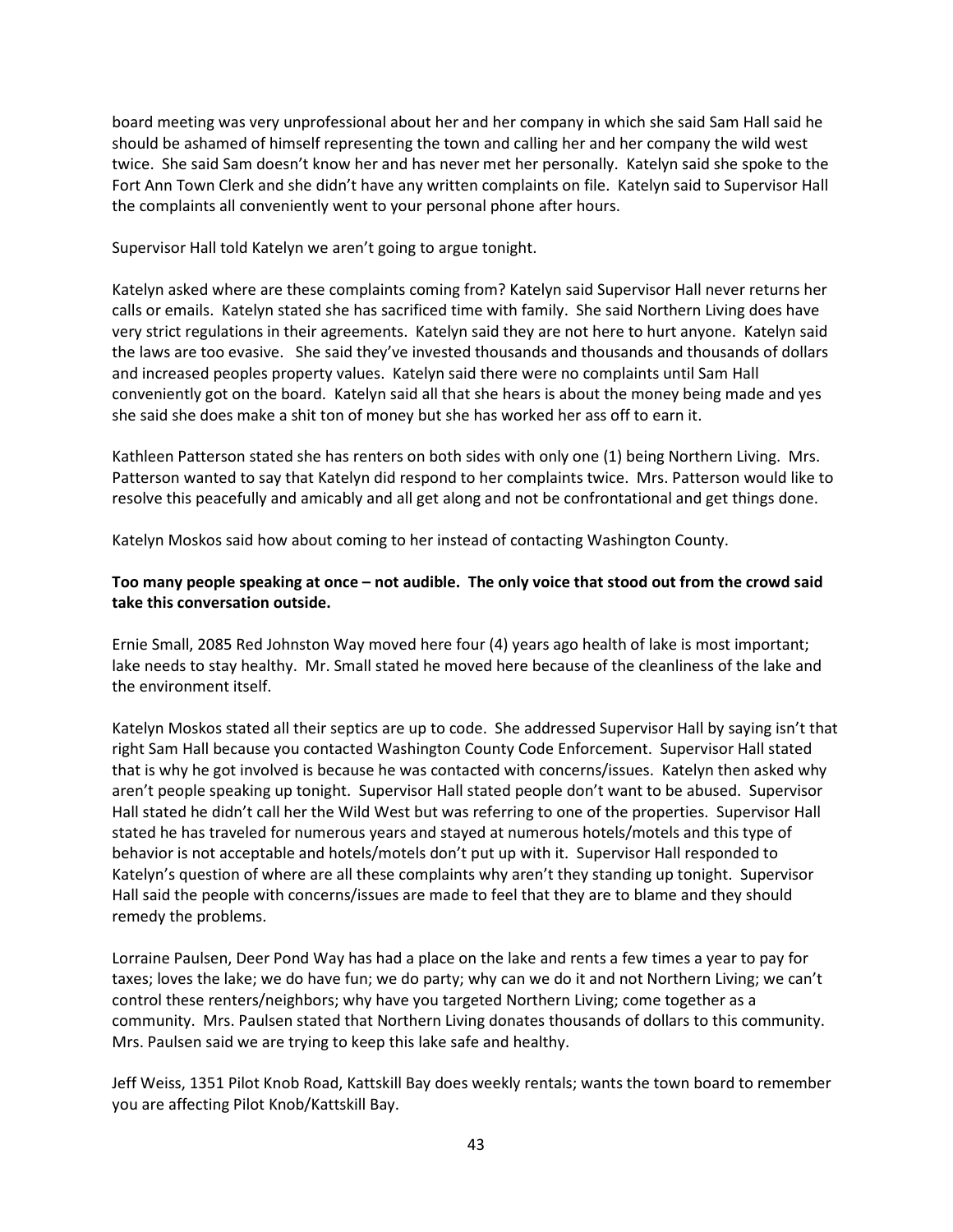board meeting was very unprofessional about her and her company in which she said Sam Hall said he should be ashamed of himself representing the town and calling her and her company the wild west twice. She said Sam doesn't know her and has never met her personally. Katelyn said she spoke to the Fort Ann Town Clerk and she didn't have any written complaints on file. Katelyn said to Supervisor Hall the complaints all conveniently went to your personal phone after hours.

Supervisor Hall told Katelyn we aren't going to argue tonight.

Katelyn asked where are these complaints coming from? Katelyn said Supervisor Hall never returns her calls or emails. Katelyn stated she has sacrificed time with family. She said Northern Living does have very strict regulations in their agreements. Katelyn said they are not here to hurt anyone. Katelyn said the laws are too evasive. She said they've invested thousands and thousands and thousands of dollars and increased peoples property values. Katelyn said there were no complaints until Sam Hall conveniently got on the board. Katelyn said all that she hears is about the money being made and yes she said she does make a shit ton of money but she has worked her ass off to earn it.

Kathleen Patterson stated she has renters on both sides with only one (1) being Northern Living. Mrs. Patterson wanted to say that Katelyn did respond to her complaints twice. Mrs. Patterson would like to resolve this peacefully and amicably and all get along and not be confrontational and get things done.

Katelyn Moskos said how about coming to her instead of contacting Washington County.

**Too many people speaking at once – not audible. The only voice that stood out from the crowd said take this conversation outside.**

Ernie Small, 2085 Red Johnston Way moved here four (4) years ago health of lake is most important; lake needs to stay healthy. Mr. Small stated he moved here because of the cleanliness of the lake and the environment itself.

Katelyn Moskos stated all their septics are up to code. She addressed Supervisor Hall by saying isn't that right Sam Hall because you contacted Washington County Code Enforcement. Supervisor Hall stated that is why he got involved is because he was contacted with concerns/issues. Katelyn then asked why aren't people speaking up tonight. Supervisor Hall stated people don't want to be abused. Supervisor Hall stated he didn't call her the Wild West but was referring to one of the properties. Supervisor Hall stated he has traveled for numerous years and stayed at numerous hotels/motels and this type of behavior is not acceptable and hotels/motels don't put up with it. Supervisor Hall responded to Katelyn's question of where are all these complaints why aren't they standing up tonight. Supervisor Hall said the people with concerns/issues are made to feel that they are to blame and they should remedy the problems.

Lorraine Paulsen, Deer Pond Way has had a place on the lake and rents a few times a year to pay for taxes; loves the lake; we do have fun; we do party; why can we do it and not Northern Living; we can't control these renters/neighbors; why have you targeted Northern Living; come together as a community. Mrs. Paulsen stated that Northern Living donates thousands of dollars to this community. Mrs. Paulsen said we are trying to keep this lake safe and healthy.

Jeff Weiss, 1351 Pilot Knob Road, Kattskill Bay does weekly rentals; wants the town board to remember you are affecting Pilot Knob/Kattskill Bay.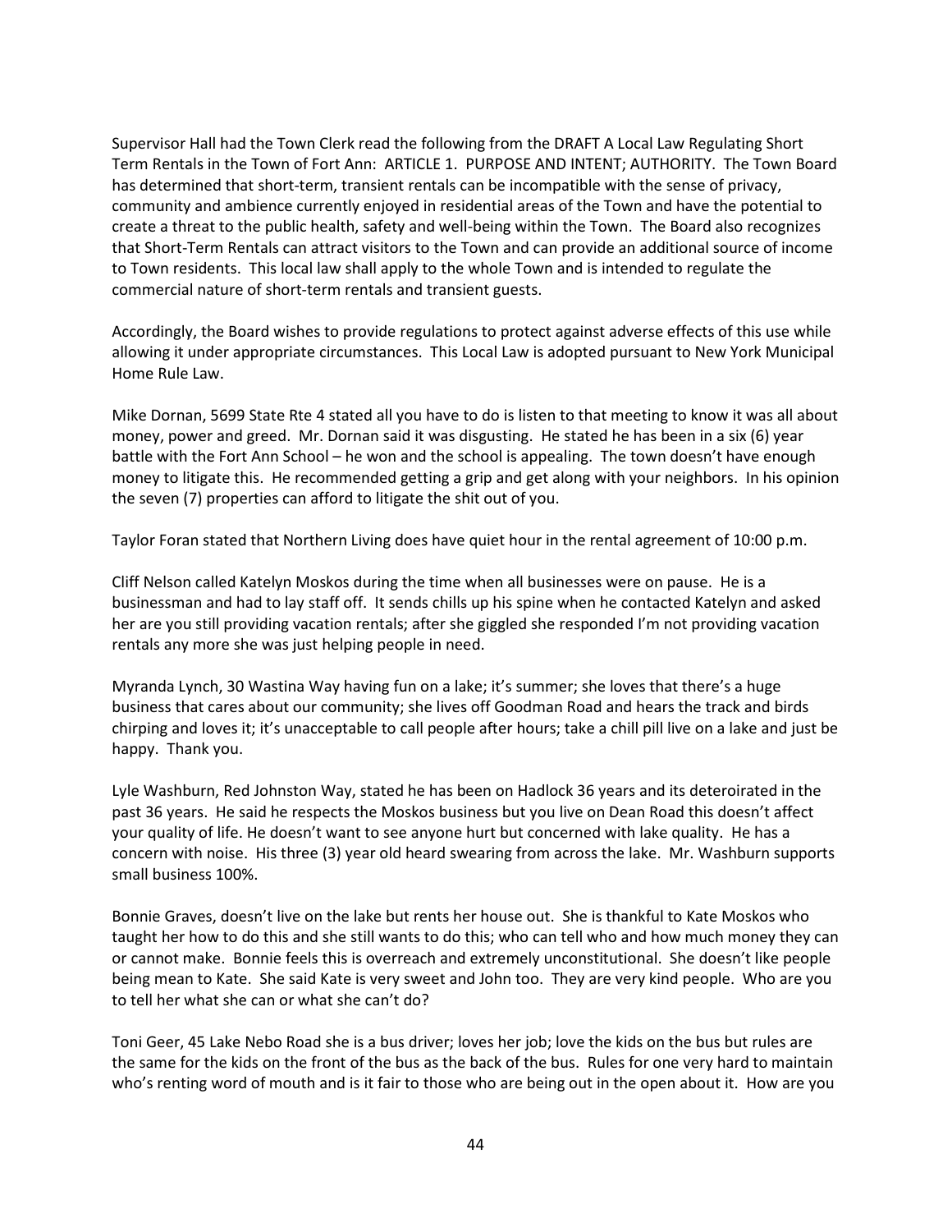Supervisor Hall had the Town Clerk read the following from the DRAFT A Local Law Regulating Short Term Rentals in the Town of Fort Ann: ARTICLE 1. PURPOSE AND INTENT; AUTHORITY. The Town Board has determined that short-term, transient rentals can be incompatible with the sense of privacy, community and ambience currently enjoyed in residential areas of the Town and have the potential to create a threat to the public health, safety and well-being within the Town. The Board also recognizes that Short-Term Rentals can attract visitors to the Town and can provide an additional source of income to Town residents. This local law shall apply to the whole Town and is intended to regulate the commercial nature of short-term rentals and transient guests.

Accordingly, the Board wishes to provide regulations to protect against adverse effects of this use while allowing it under appropriate circumstances. This Local Law is adopted pursuant to New York Municipal Home Rule Law.

Mike Dornan, 5699 State Rte 4 stated all you have to do is listen to that meeting to know it was all about money, power and greed. Mr. Dornan said it was disgusting. He stated he has been in a six (6) year battle with the Fort Ann School – he won and the school is appealing. The town doesn't have enough money to litigate this. He recommended getting a grip and get along with your neighbors. In his opinion the seven (7) properties can afford to litigate the shit out of you.

Taylor Foran stated that Northern Living does have quiet hour in the rental agreement of 10:00 p.m.

Cliff Nelson called Katelyn Moskos during the time when all businesses were on pause. He is a businessman and had to lay staff off. It sends chills up his spine when he contacted Katelyn and asked her are you still providing vacation rentals; after she giggled she responded I'm not providing vacation rentals any more she was just helping people in need.

Myranda Lynch, 30 Wastina Way having fun on a lake; it's summer; she loves that there's a huge business that cares about our community; she lives off Goodman Road and hears the track and birds chirping and loves it; it's unacceptable to call people after hours; take a chill pill live on a lake and just be happy. Thank you.

Lyle Washburn, Red Johnston Way, stated he has been on Hadlock 36 years and its deteroirated in the past 36 years. He said he respects the Moskos business but you live on Dean Road this doesn't affect your quality of life. He doesn't want to see anyone hurt but concerned with lake quality. He has a concern with noise. His three (3) year old heard swearing from across the lake. Mr. Washburn supports small business 100%.

Bonnie Graves, doesn't live on the lake but rents her house out. She is thankful to Kate Moskos who taught her how to do this and she still wants to do this; who can tell who and how much money they can or cannot make. Bonnie feels this is overreach and extremely unconstitutional. She doesn't like people being mean to Kate. She said Kate is very sweet and John too. They are very kind people. Who are you to tell her what she can or what she can't do?

Toni Geer, 45 Lake Nebo Road she is a bus driver; loves her job; love the kids on the bus but rules are the same for the kids on the front of the bus as the back of the bus. Rules for one very hard to maintain who's renting word of mouth and is it fair to those who are being out in the open about it. How are you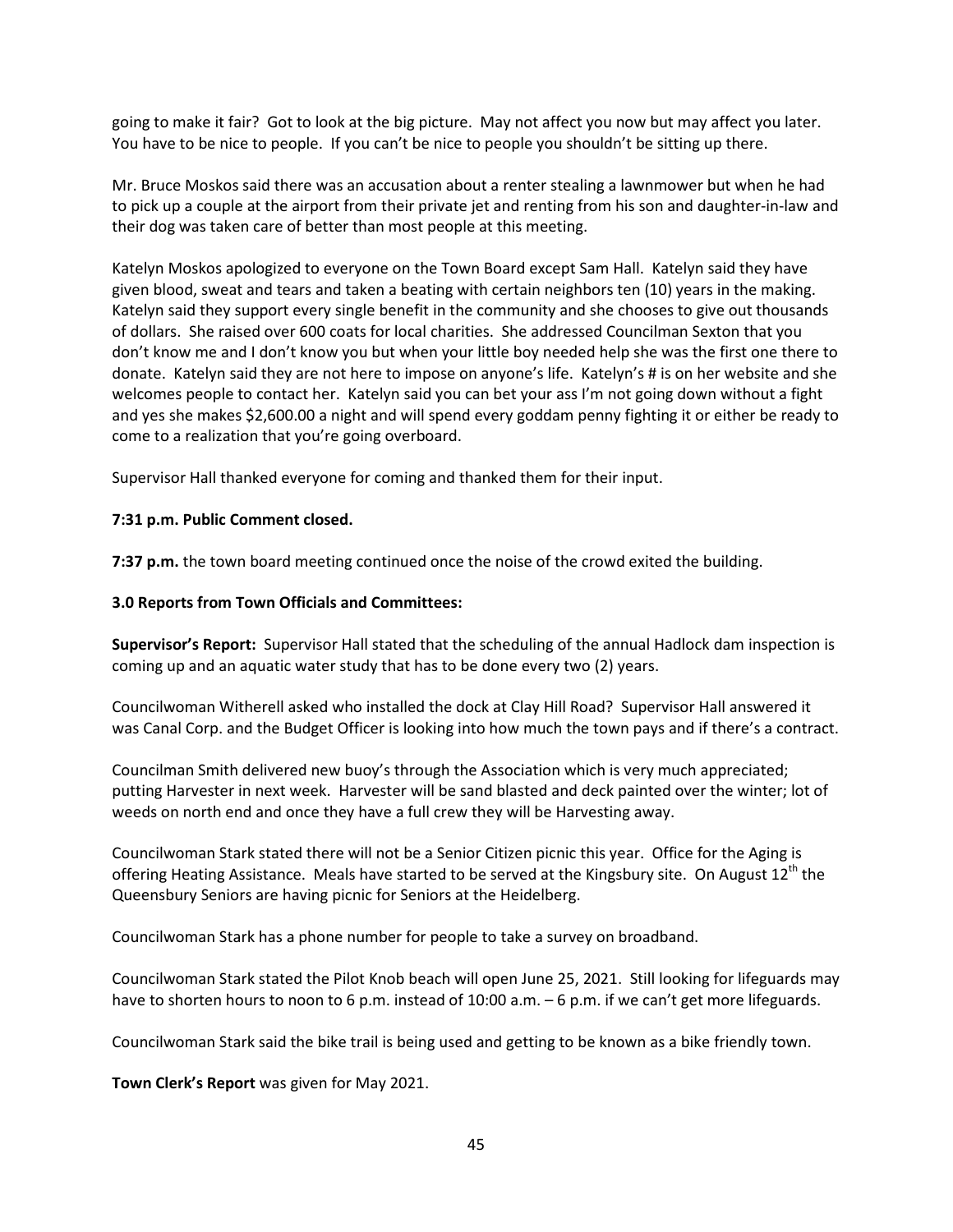going to make it fair? Got to look at the big picture. May not affect you now but may affect you later. You have to be nice to people. If you can't be nice to people you shouldn't be sitting up there.

Mr. Bruce Moskos said there was an accusation about a renter stealing a lawnmower but when he had to pick up a couple at the airport from their private jet and renting from his son and daughter-in-law and their dog was taken care of better than most people at this meeting.

Katelyn Moskos apologized to everyone on the Town Board except Sam Hall. Katelyn said they have given blood, sweat and tears and taken a beating with certain neighbors ten (10) years in the making. Katelyn said they support every single benefit in the community and she chooses to give out thousands of dollars. She raised over 600 coats for local charities. She addressed Councilman Sexton that you don't know me and I don't know you but when your little boy needed help she was the first one there to donate. Katelyn said they are not here to impose on anyone's life. Katelyn's # is on her website and she welcomes people to contact her. Katelyn said you can bet your ass I'm not going down without a fight and yes she makes $2,600.00 a night and will spend every goddam penny fighting it or either be ready to come to a realization that you're going overboard.

Supervisor Hall thanked everyone for coming and thanked them for their input.

**7:31 p.m. Public Comment closed.**

**7:37 p.m.** the town board meeting continued once the noise of the crowd exited the building.

**3.0 Reports from Town Officials and Committees:**

**Supervisor's Report:** Supervisor Hall stated that the scheduling of the annual Hadlock dam inspection is coming up and an aquatic water study that has to be done every two (2) years.

Councilwoman Witherell asked who installed the dock at Clay Hill Road? Supervisor Hall answered it was Canal Corp. and the Budget Officer is looking into how much the town pays and if there's a contract.

Councilman Smith delivered new buoy's through the Association which is very much appreciated; putting Harvester in next week. Harvester will be sand blasted and deck painted over the winter; lot of weeds on north end and once they have a full crew they will be Harvesting away.

Councilwoman Stark stated there will not be a Senior Citizen picnic this year. Office for the Aging is offering Heating Assistance. Meals have started to be served at the Kingsbury site. On August 12th the Queensbury Seniors are having picnic for Seniors at the Heidelberg.

Councilwoman Stark has a phone number for people to take a survey on broadband.

Councilwoman Stark stated the Pilot Knob beach will open June 25, 2021. Still looking for lifeguards may have to shorten hours to noon to 6 p.m. instead of 10:00 a.m. – 6 p.m. if we can't get more lifeguards.

Councilwoman Stark said the bike trail is being used and getting to be known as a bike friendly town.

**Town Clerk's Report** was given for May 2021.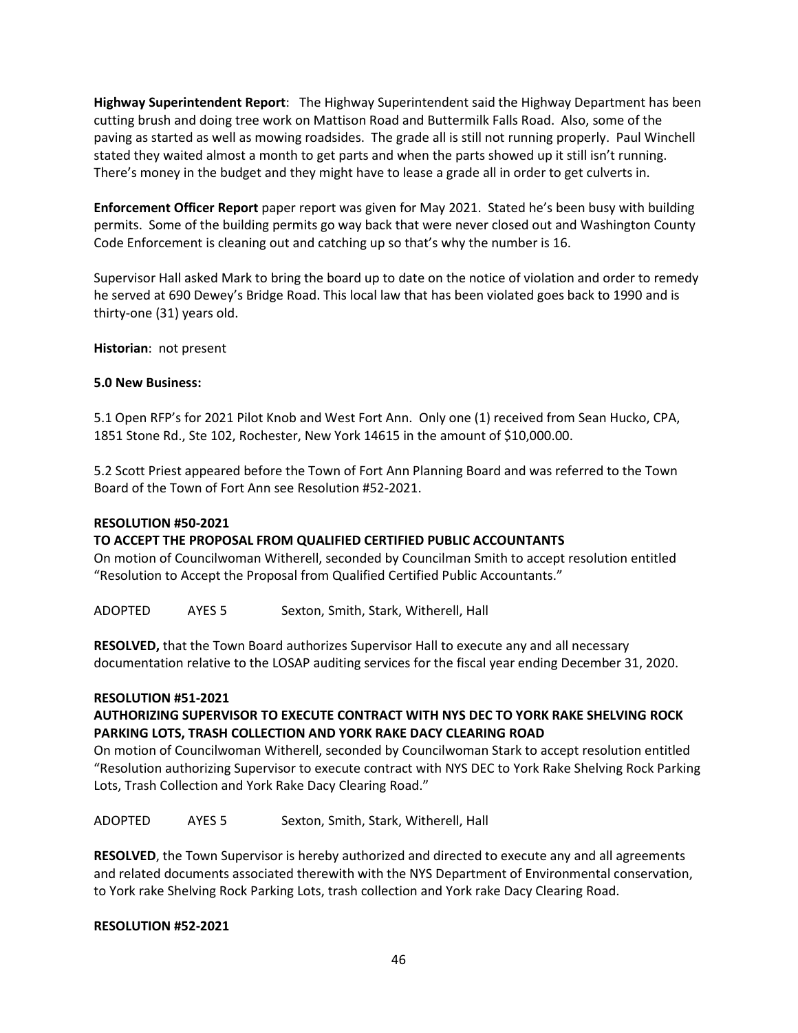**Highway Superintendent Report**: The Highway Superintendent said the Highway Department has been cutting brush and doing tree work on Mattison Road and Buttermilk Falls Road. Also, some of the paving as started as well as mowing roadsides. The grade all is still not running properly. Paul Winchell stated they waited almost a month to get parts and when the parts showed up it still isn't running. There's money in the budget and they might have to lease a grade all in order to get culverts in.

**Enforcement Officer Report** paper report was given for May 2021. Stated he's been busy with building permits. Some of the building permits go way back that were never closed out and Washington County Code Enforcement is cleaning out and catching up so that's why the number is 16.

Supervisor Hall asked Mark to bring the board up to date on the notice of violation and order to remedy he served at 690 Dewey's Bridge Road. This local law that has been violated goes back to 1990 and is thirty-one (31) years old.

**Historian**: not present

**5.0 New Business:**

5.1 Open RFP's for 2021 Pilot Knob and West Fort Ann. Only one (1) received from Sean Hucko, CPA, 1851 Stone Rd., Ste 102, Rochester, New York 14615 in the amount of $10,000.00.

5.2 Scott Priest appeared before the Town of Fort Ann Planning Board and was referred to the Town Board of the Town of Fort Ann see Resolution #52-2021.

**RESOLUTION #50-2021**

**TO ACCEPT THE PROPOSAL FROM QUALIFIED CERTIFIED PUBLIC ACCOUNTANTS**

On motion of Councilwoman Witherell, seconded by Councilman Smith to accept resolution entitled "Resolution to Accept the Proposal from Qualified Certified Public Accountants."

ADOPTED AYES 5 Sexton, Smith, Stark, Witherell, Hall

**RESOLVED,** that the Town Board authorizes Supervisor Hall to execute any and all necessary documentation relative to the LOSAP auditing services for the fiscal year ending December 31, 2020.

**RESOLUTION #51-2021**

**AUTHORIZING SUPERVISOR TO EXECUTE CONTRACT WITH NYS DEC TO YORK RAKE SHELVING ROCK PARKING LOTS, TRASH COLLECTION AND YORK RAKE DACY CLEARING ROAD**

On motion of Councilwoman Witherell, seconded by Councilwoman Stark to accept resolution entitled "Resolution authorizing Supervisor to execute contract with NYS DEC to York Rake Shelving Rock Parking Lots, Trash Collection and York Rake Dacy Clearing Road."

ADOPTED AYES 5 Sexton, Smith, Stark, Witherell, Hall

**RESOLVED**, the Town Supervisor is hereby authorized and directed to execute any and all agreements and related documents associated therewith with the NYS Department of Environmental conservation, to York rake Shelving Rock Parking Lots, trash collection and York rake Dacy Clearing Road.

**RESOLUTION #52-2021**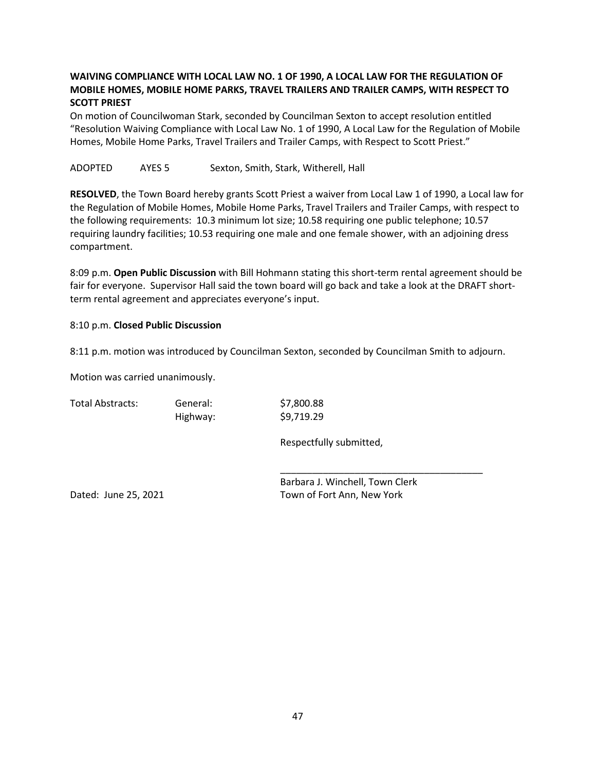**WAIVING COMPLIANCE WITH LOCAL LAW NO. 1 OF 1990, A LOCAL LAW FOR THE REGULATION OF MOBILE HOMES, MOBILE HOME PARKS, TRAVEL TRAILERS AND TRAILER CAMPS, WITH RESPECT TO SCOTT PRIEST**

On motion of Councilwoman Stark, seconded by Councilman Sexton to accept resolution entitled "Resolution Waiving Compliance with Local Law No. 1 of 1990, A Local Law for the Regulation of Mobile Homes, Mobile Home Parks, Travel Trailers and Trailer Camps, with Respect to Scott Priest."

ADOPTED AYES 5 Sexton, Smith, Stark, Witherell, Hall

**RESOLVED**, the Town Board hereby grants Scott Priest a waiver from Local Law 1 of 1990, a Local law for the Regulation of Mobile Homes, Mobile Home Parks, Travel Trailers and Trailer Camps, with respect to the following requirements: 10.3 minimum lot size; 10.58 requiring one public telephone; 10.57 requiring laundry facilities; 10.53 requiring one male and one female shower, with an adjoining dress compartment.

8:09 p.m. **Open Public Discussion** with Bill Hohmann stating this short-term rental agreement should be fair for everyone. Supervisor Hall said the town board will go back and take a look at the DRAFT short-term rental agreement and appreciates everyone's input.

8:10 p.m. **Closed Public Discussion**

8:11 p.m. motion was introduced by Councilman Sexton, seconded by Councilman Smith to adjourn.

Motion was carried unanimously.

| | | |
|---|---|---|
| Total Abstracts: | General: | $7,800.88 |
| | Highway: | $9,719.29 |

Respectfully submitted,

\_\_\_\_\_\_\_\_\_\_\_\_\_\_\_\_\_\_\_\_\_\_\_\_\_\_\_\_\_\_\_\_\_\_\_\_\_\_

Barbara J. Winchell, Town Clerk

Town of Fort Ann, New York

Dated: June 25, 2021